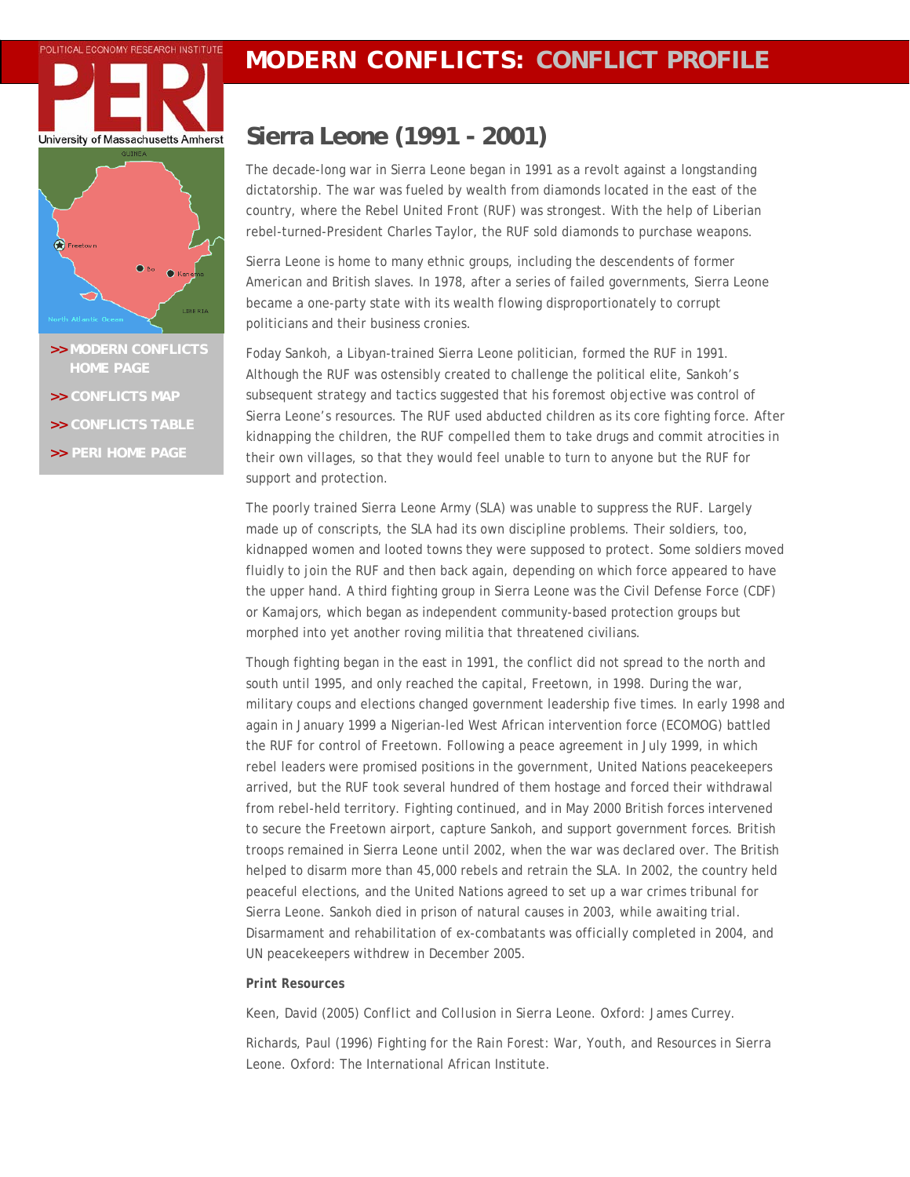POLITICAL ECONOMY RESEARCH INSTITUTE

University of Massachusetts Amherst

# MODERN CONFLICTS: CONFLICT PROFILE

>> MODERN CONFLICTS HOME PAGE

>> CONFLICTS MAP

>> CONFLICTS TABLE

>> PERI HOME PAGE

## Sierra Leone (1991 - 2001)

The decade-long war in Sierra Leone began in 1991 as a revolt against a longstanding dictatorship. The war was fueled by wealth from diamonds located in the east of the country, where the Rebel United Front (RUF) was strongest. With the help of Liberian rebel-turned-President Charles Taylor, the RUF sold diamonds to purchase weapons.

Sierra Leone is home to many ethnic groups, including the descendents of former American and British slaves. In 1978, after a series of failed governments, Sierra Leone became a one-party state with its wealth flowing disproportionately to corrupt politicians and their business cronies.

Foday Sankoh, a Libyan-trained Sierra Leone politician, formed the RUF in 1991. Although the RUF was ostensibly created to challenge the political elite, Sankoh's subsequent strategy and tactics suggested that his foremost objective was control of Sierra Leone's resources. The RUF used abducted children as its core fighting force. After kidnapping the children, the RUF compelled them to take drugs and commit atrocities in their own villages, so that they would feel unable to turn to anyone but the RUF for support and protection.

The poorly trained Sierra Leone Army (SLA) was unable to suppress the RUF. Largely made up of conscripts, the SLA had its own discipline problems. Their soldiers, too, kidnapped women and looted towns they were supposed to protect. Some soldiers moved fluidly to join the RUF and then back again, depending on which force appeared to have the upper hand. A third fighting group in Sierra Leone was the Civil Defense Force (CDF) or Kamajors, which began as independent community-based protection groups but morphed into yet another roving militia that threatened civilians.

Though fighting began in the east in 1991, the conflict did not spread to the north and south until 1995, and only reached the capital, Freetown, in 1998. During the war, military coups and elections changed government leadership five times. In early 1998 and again in January 1999 a Nigerian-led West African intervention force (ECOMOG) battled the RUF for control of Freetown. Following a peace agreement in July 1999, in which rebel leaders were promised positions in the government, United Nations peacekeepers arrived, but the RUF took several hundred of them hostage and forced their withdrawal from rebel-held territory. Fighting continued, and in May 2000 British forces intervened to secure the Freetown airport, capture Sankoh, and support government forces. British troops remained in Sierra Leone until 2002, when the war was declared over. The British helped to disarm more than 45,000 rebels and retrain the SLA. In 2002, the country held peaceful elections, and the United Nations agreed to set up a war crimes tribunal for Sierra Leone. Sankoh died in prison of natural causes in 2003, while awaiting trial. Disarmament and rehabilitation of ex-combatants was officially completed in 2004, and UN peacekeepers withdrew in December 2005.

**Print Resources**

Keen, David (2005) Conflict and Collusion in Sierra Leone. Oxford: James Currey.

Richards, Paul (1996) Fighting for the Rain Forest: War, Youth, and Resources in Sierra Leone. Oxford: The International African Institute.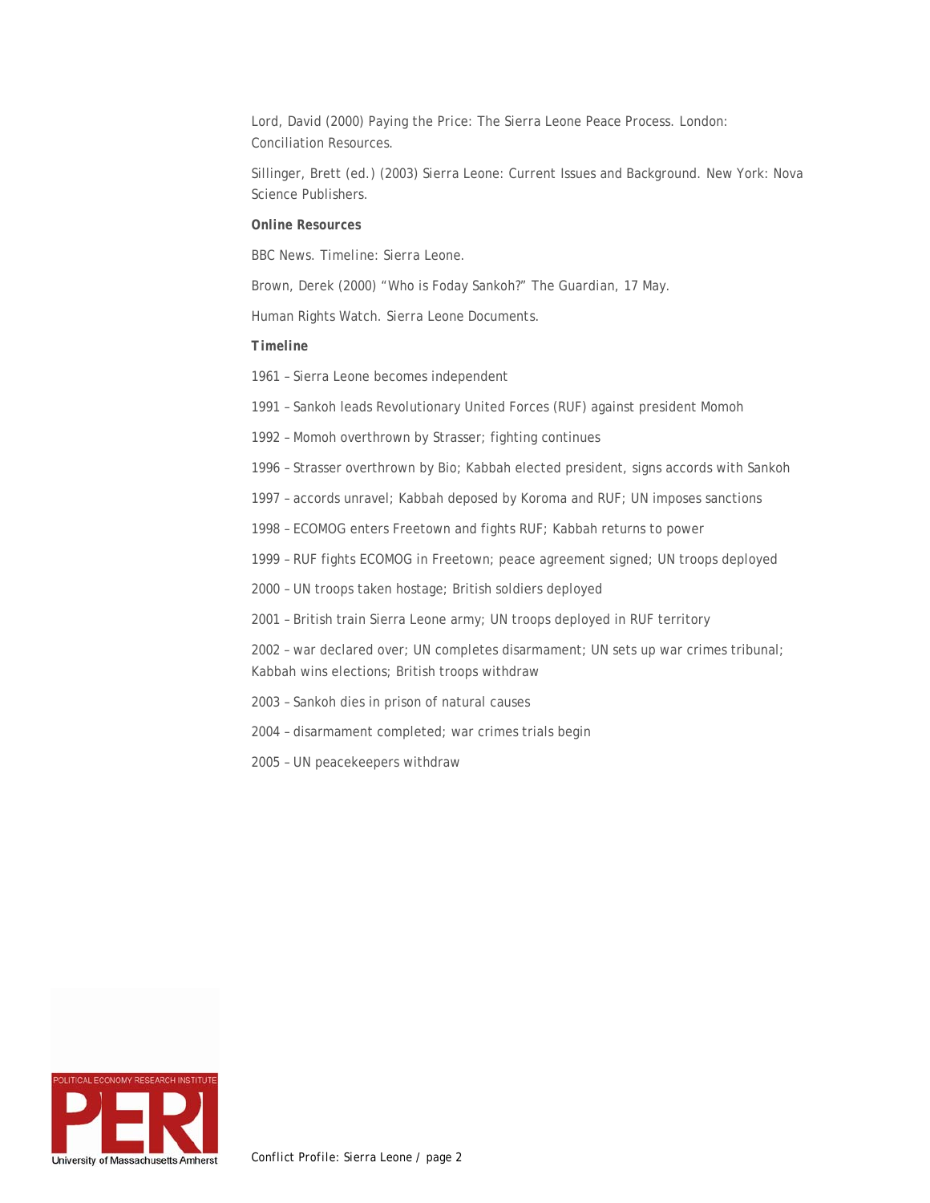Lord, David (2000) Paying the Price: The Sierra Leone Peace Process. London: Conciliation Resources.

Sillinger, Brett (ed.) (2003) Sierra Leone: Current Issues and Background. New York: Nova Science Publishers.

**Online Resources**

BBC News. Timeline: Sierra Leone.

Brown, Derek (2000) "Who is Foday Sankoh?" The Guardian, 17 May.

Human Rights Watch. Sierra Leone Documents.

**Timeline**

1961 – Sierra Leone becomes independent

1991 – Sankoh leads Revolutionary United Forces (RUF) against president Momoh

1992 – Momoh overthrown by Strasser; fighting continues

1996 – Strasser overthrown by Bio; Kabbah elected president, signs accords with Sankoh

1997 – accords unravel; Kabbah deposed by Koroma and RUF; UN imposes sanctions

1998 – ECOMOG enters Freetown and fights RUF; Kabbah returns to power

1999 – RUF fights ECOMOG in Freetown; peace agreement signed; UN troops deployed

2000 – UN troops taken hostage; British soldiers deployed

2001 – British train Sierra Leone army; UN troops deployed in RUF territory

2002 – war declared over; UN completes disarmament; UN sets up war crimes tribunal; Kabbah wins elections; British troops withdraw

2003 – Sankoh dies in prison of natural causes

2004 – disarmament completed; war crimes trials begin

2005 – UN peacekeepers withdraw